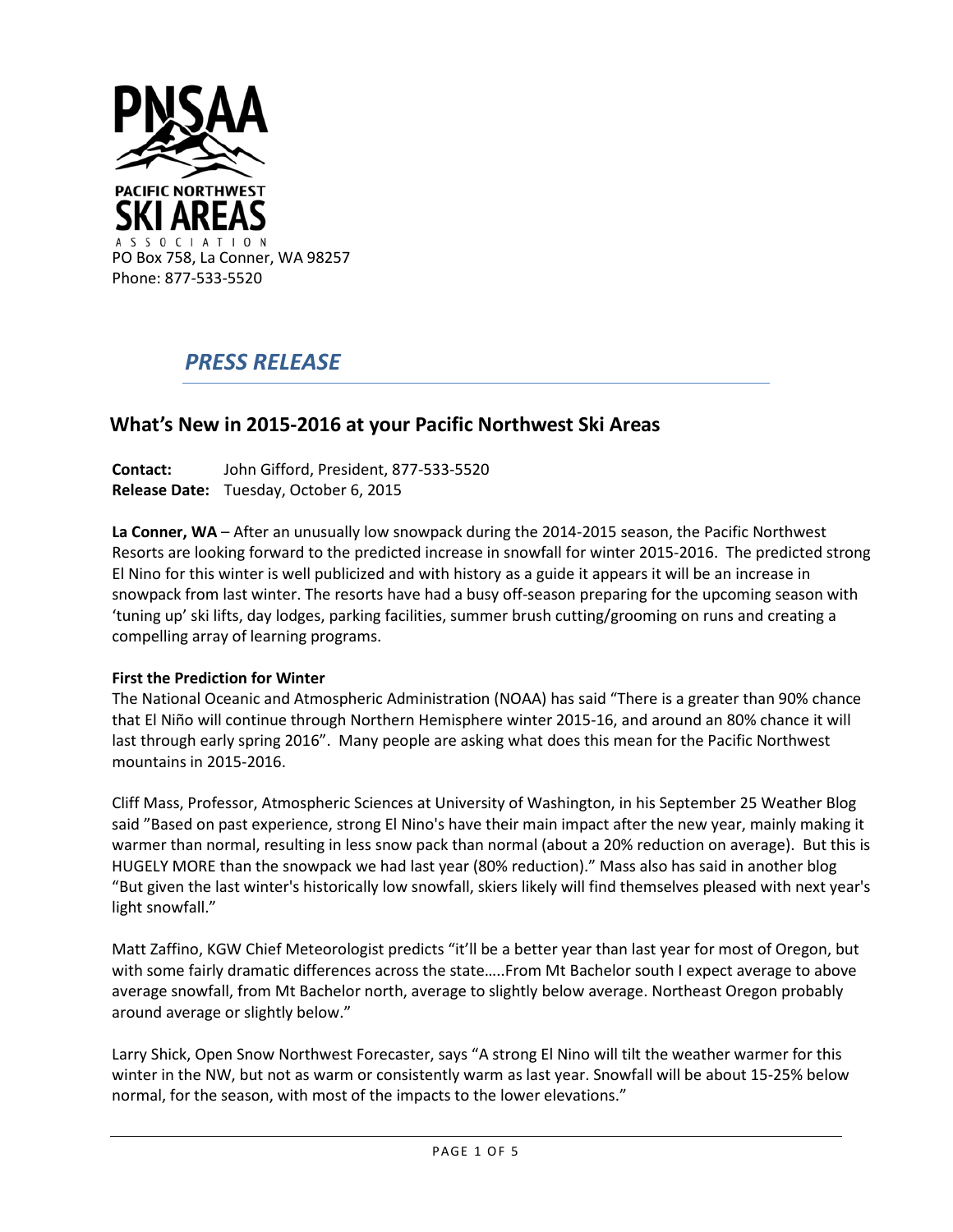PNSAA

PACIFIC NORTHWEST SKI AREAS ASSOCIATION

PO Box 758, La Conner, WA 98257
Phone: 877-533-5520

## *PRESS RELEASE*

# What's New in 2015-2016 at your Pacific Northwest Ski Areas

**Contact:** John Gifford, President, 877-533-5520
**Release Date:** Tuesday, October 6, 2015

**La Conner, WA** – After an unusually low snowpack during the 2014-2015 season, the Pacific Northwest Resorts are looking forward to the predicted increase in snowfall for winter 2015-2016. The predicted strong El Nino for this winter is well publicized and with history as a guide it appears it will be an increase in snowpack from last winter. The resorts have had a busy off-season preparing for the upcoming season with 'tuning up' ski lifts, day lodges, parking facilities, summer brush cutting/grooming on runs and creating a compelling array of learning programs.

**First the Prediction for Winter**

The National Oceanic and Atmospheric Administration (NOAA) has said "There is a greater than 90% chance that El Niño will continue through Northern Hemisphere winter 2015-16, and around an 80% chance it will last through early spring 2016". Many people are asking what does this mean for the Pacific Northwest mountains in 2015-2016.

Cliff Mass, Professor, Atmospheric Sciences at University of Washington, in his September 25 Weather Blog said "Based on past experience, strong El Nino's have their main impact after the new year, mainly making it warmer than normal, resulting in less snow pack than normal (about a 20% reduction on average). But this is HUGELY MORE than the snowpack we had last year (80% reduction)." Mass also has said in another blog "But given the last winter's historically low snowfall, skiers likely will find themselves pleased with next year's light snowfall."

Matt Zaffino, KGW Chief Meteorologist predicts "it'll be a better year than last year for most of Oregon, but with some fairly dramatic differences across the state…..From Mt Bachelor south I expect average to above average snowfall, from Mt Bachelor north, average to slightly below average. Northeast Oregon probably around average or slightly below."

Larry Shick, Open Snow Northwest Forecaster, says "A strong El Nino will tilt the weather warmer for this winter in the NW, but not as warm or consistently warm as last year. Snowfall will be about 15-25% below normal, for the season, with most of the impacts to the lower elevations."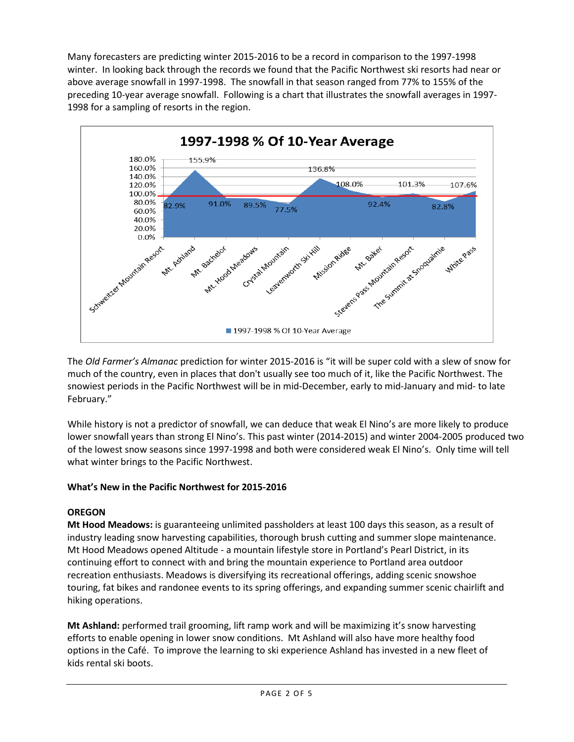Many forecasters are predicting winter 2015-2016 to be a record in comparison to the 1997-1998 winter. In looking back through the records we found that the Pacific Northwest ski resorts had near or above average snowfall in 1997-1998. The snowfall in that season ranged from 77% to 155% of the preceding 10-year average snowfall. Following is a chart that illustrates the snowfall averages in 1997-1998 for a sampling of resorts in the region.

**1997-1998 % Of 10-Year Average**

| Resort | 1997-1998 % Of 10-Year Average |
|---|---|
| Schweitzer Mountain Resort | 82.9% |
| Mt. Ashland | 155.9% |
| Mt. Bachelor | 91.0% |
| Mt. Hood Meadows | 89.5% |
| Crystal Mountain | 77.5% |
| Leavenworth Ski Hill | 136.8% |
| Mission Ridge | 108.0% |
| Mt. Baker | 92.4% |
| Stevens Pass Mountain Resort | 101.3% |
| The Summit at Snoqualmie | 82.8% |
| White Pass | 107.6% |

The *Old Farmer's Almanac* prediction for winter 2015-2016 is "it will be super cold with a slew of snow for much of the country, even in places that don't usually see too much of it, like the Pacific Northwest. The snowiest periods in the Pacific Northwest will be in mid-December, early to mid-January and mid- to late February."

While history is not a predictor of snowfall, we can deduce that weak El Nino's are more likely to produce lower snowfall years than strong El Nino's. This past winter (2014-2015) and winter 2004-2005 produced two of the lowest snow seasons since 1997-1998 and both were considered weak El Nino's. Only time will tell what winter brings to the Pacific Northwest.

**What's New in the Pacific Northwest for 2015-2016**

**OREGON**

**Mt Hood Meadows:** is guaranteeing unlimited passholders at least 100 days this season, as a result of industry leading snow harvesting capabilities, thorough brush cutting and summer slope maintenance. Mt Hood Meadows opened Altitude - a mountain lifestyle store in Portland's Pearl District, in its continuing effort to connect with and bring the mountain experience to Portland area outdoor recreation enthusiasts. Meadows is diversifying its recreational offerings, adding scenic snowshoe touring, fat bikes and randonee events to its spring offerings, and expanding summer scenic chairlift and hiking operations.

**Mt Ashland:** performed trail grooming, lift ramp work and will be maximizing it's snow harvesting efforts to enable opening in lower snow conditions. Mt Ashland will also have more healthy food options in the Café. To improve the learning to ski experience Ashland has invested in a new fleet of kids rental ski boots.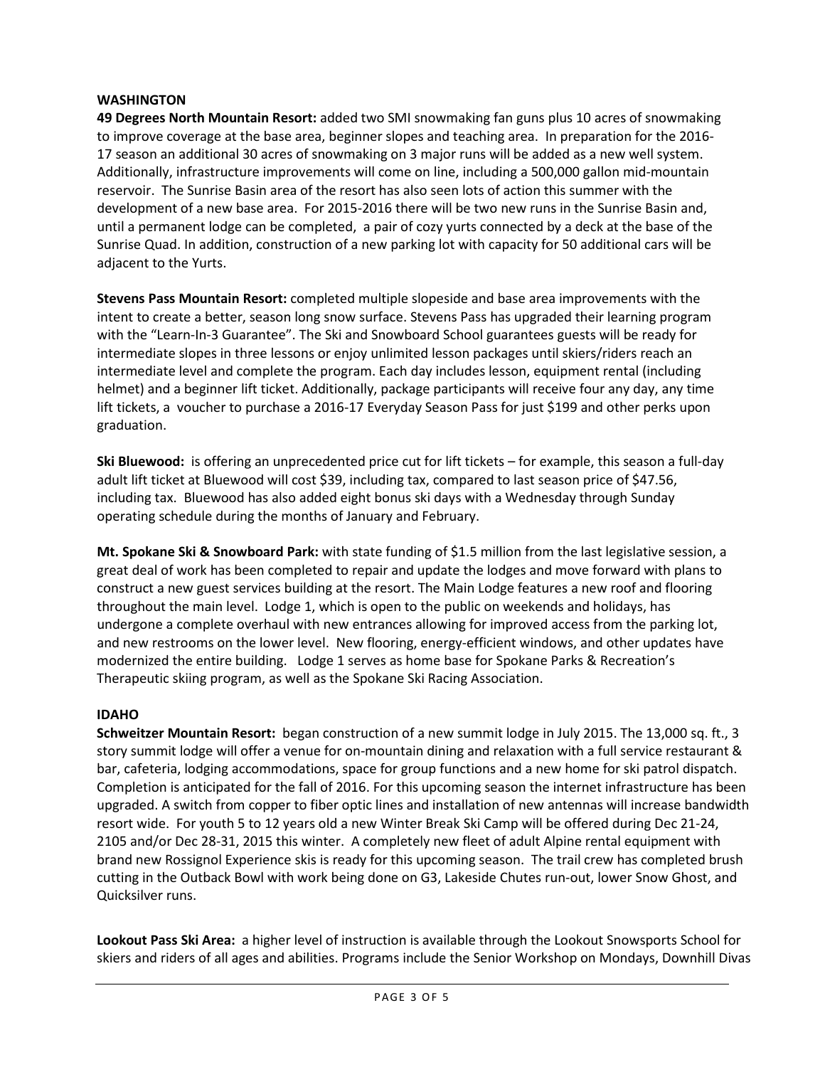## WASHINGTON

**49 Degrees North Mountain Resort:** added two SMI snowmaking fan guns plus 10 acres of snowmaking to improve coverage at the base area, beginner slopes and teaching area. In preparation for the 2016-17 season an additional 30 acres of snowmaking on 3 major runs will be added as a new well system. Additionally, infrastructure improvements will come on line, including a 500,000 gallon mid-mountain reservoir. The Sunrise Basin area of the resort has also seen lots of action this summer with the development of a new base area. For 2015-2016 there will be two new runs in the Sunrise Basin and, until a permanent lodge can be completed, a pair of cozy yurts connected by a deck at the base of the Sunrise Quad. In addition, construction of a new parking lot with capacity for 50 additional cars will be adjacent to the Yurts.

**Stevens Pass Mountain Resort:** completed multiple slopeside and base area improvements with the intent to create a better, season long snow surface. Stevens Pass has upgraded their learning program with the "Learn-In-3 Guarantee". The Ski and Snowboard School guarantees guests will be ready for intermediate slopes in three lessons or enjoy unlimited lesson packages until skiers/riders reach an intermediate level and complete the program. Each day includes lesson, equipment rental (including helmet) and a beginner lift ticket. Additionally, package participants will receive four any day, any time lift tickets, a voucher to purchase a 2016-17 Everyday Season Pass for just $199 and other perks upon graduation.

**Ski Bluewood:** is offering an unprecedented price cut for lift tickets – for example, this season a full-day adult lift ticket at Bluewood will cost $39, including tax, compared to last season price of $47.56, including tax. Bluewood has also added eight bonus ski days with a Wednesday through Sunday operating schedule during the months of January and February.

**Mt. Spokane Ski & Snowboard Park:** with state funding of $1.5 million from the last legislative session, a great deal of work has been completed to repair and update the lodges and move forward with plans to construct a new guest services building at the resort. The Main Lodge features a new roof and flooring throughout the main level. Lodge 1, which is open to the public on weekends and holidays, has undergone a complete overhaul with new entrances allowing for improved access from the parking lot, and new restrooms on the lower level. New flooring, energy-efficient windows, and other updates have modernized the entire building. Lodge 1 serves as home base for Spokane Parks & Recreation's Therapeutic skiing program, as well as the Spokane Ski Racing Association.

## IDAHO

**Schweitzer Mountain Resort:** began construction of a new summit lodge in July 2015. The 13,000 sq. ft., 3 story summit lodge will offer a venue for on-mountain dining and relaxation with a full service restaurant & bar, cafeteria, lodging accommodations, space for group functions and a new home for ski patrol dispatch. Completion is anticipated for the fall of 2016. For this upcoming season the internet infrastructure has been upgraded. A switch from copper to fiber optic lines and installation of new antennas will increase bandwidth resort wide. For youth 5 to 12 years old a new Winter Break Ski Camp will be offered during Dec 21-24, 2105 and/or Dec 28-31, 2015 this winter. A completely new fleet of adult Alpine rental equipment with brand new Rossignol Experience skis is ready for this upcoming season. The trail crew has completed brush cutting in the Outback Bowl with work being done on G3, Lakeside Chutes run-out, lower Snow Ghost, and Quicksilver runs.

**Lookout Pass Ski Area:** a higher level of instruction is available through the Lookout Snowsports School for skiers and riders of all ages and abilities. Programs include the Senior Workshop on Mondays, Downhill Divas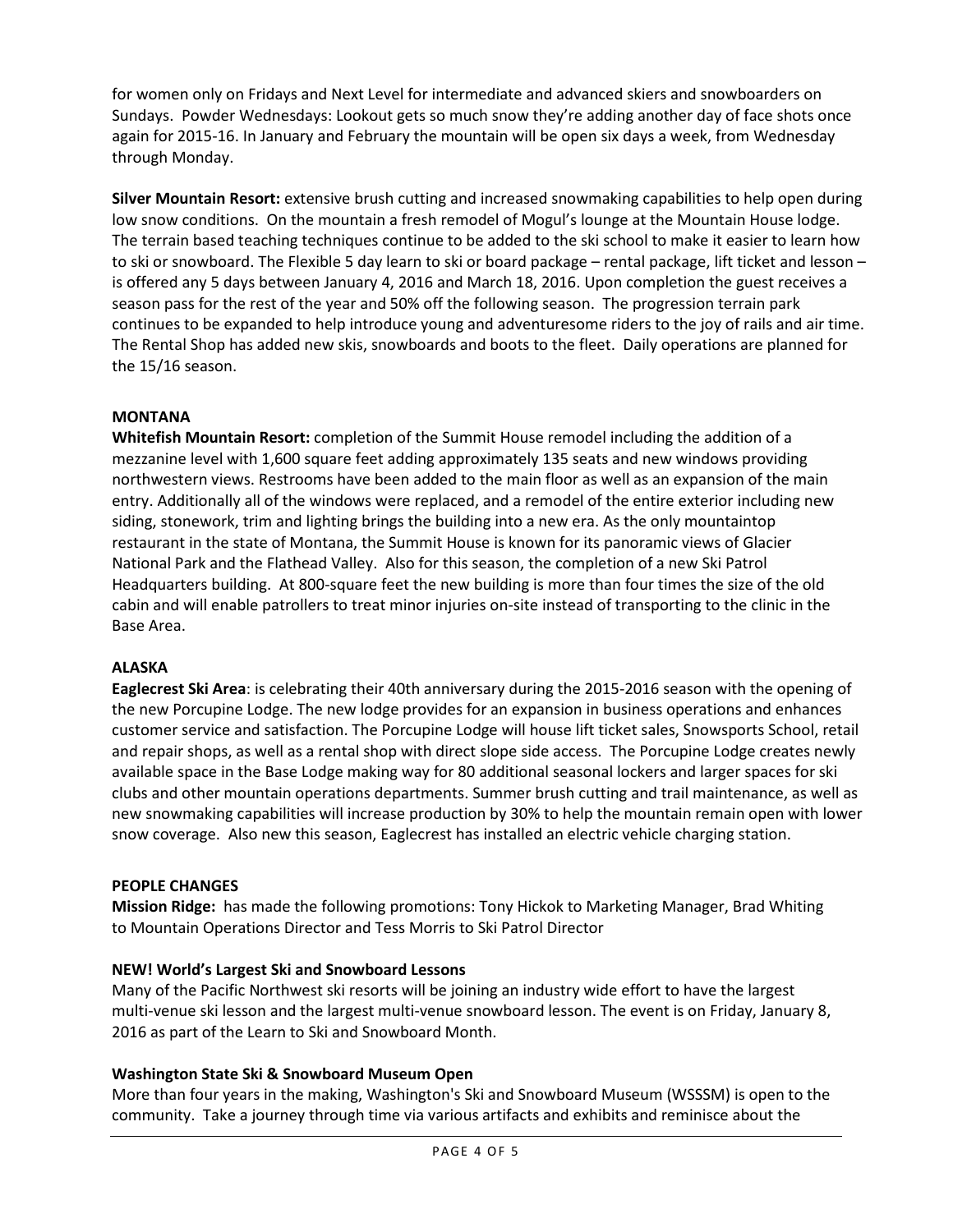for women only on Fridays and Next Level for intermediate and advanced skiers and snowboarders on Sundays. Powder Wednesdays: Lookout gets so much snow they're adding another day of face shots once again for 2015-16. In January and February the mountain will be open six days a week, from Wednesday through Monday.

**Silver Mountain Resort:** extensive brush cutting and increased snowmaking capabilities to help open during low snow conditions. On the mountain a fresh remodel of Mogul's lounge at the Mountain House lodge. The terrain based teaching techniques continue to be added to the ski school to make it easier to learn how to ski or snowboard. The Flexible 5 day learn to ski or board package – rental package, lift ticket and lesson – is offered any 5 days between January 4, 2016 and March 18, 2016. Upon completion the guest receives a season pass for the rest of the year and 50% off the following season. The progression terrain park continues to be expanded to help introduce young and adventuresome riders to the joy of rails and air time. The Rental Shop has added new skis, snowboards and boots to the fleet. Daily operations are planned for the 15/16 season.

**MONTANA**

**Whitefish Mountain Resort:** completion of the Summit House remodel including the addition of a mezzanine level with 1,600 square feet adding approximately 135 seats and new windows providing northwestern views. Restrooms have been added to the main floor as well as an expansion of the main entry. Additionally all of the windows were replaced, and a remodel of the entire exterior including new siding, stonework, trim and lighting brings the building into a new era. As the only mountaintop restaurant in the state of Montana, the Summit House is known for its panoramic views of Glacier National Park and the Flathead Valley. Also for this season, the completion of a new Ski Patrol Headquarters building. At 800-square feet the new building is more than four times the size of the old cabin and will enable patrollers to treat minor injuries on-site instead of transporting to the clinic in the Base Area.

**ALASKA**

**Eaglecrest Ski Area**: is celebrating their 40th anniversary during the 2015-2016 season with the opening of the new Porcupine Lodge. The new lodge provides for an expansion in business operations and enhances customer service and satisfaction. The Porcupine Lodge will house lift ticket sales, Snowsports School, retail and repair shops, as well as a rental shop with direct slope side access. The Porcupine Lodge creates newly available space in the Base Lodge making way for 80 additional seasonal lockers and larger spaces for ski clubs and other mountain operations departments. Summer brush cutting and trail maintenance, as well as new snowmaking capabilities will increase production by 30% to help the mountain remain open with lower snow coverage. Also new this season, Eaglecrest has installed an electric vehicle charging station.

**PEOPLE CHANGES**

**Mission Ridge:** has made the following promotions: Tony Hickok to Marketing Manager, Brad Whiting to Mountain Operations Director and Tess Morris to Ski Patrol Director

**NEW! World's Largest Ski and Snowboard Lessons**

Many of the Pacific Northwest ski resorts will be joining an industry wide effort to have the largest multi-venue ski lesson and the largest multi-venue snowboard lesson. The event is on Friday, January 8, 2016 as part of the Learn to Ski and Snowboard Month.

**Washington State Ski & Snowboard Museum Open**

More than four years in the making, Washington's Ski and Snowboard Museum (WSSSM) is open to the community. Take a journey through time via various artifacts and exhibits and reminisce about the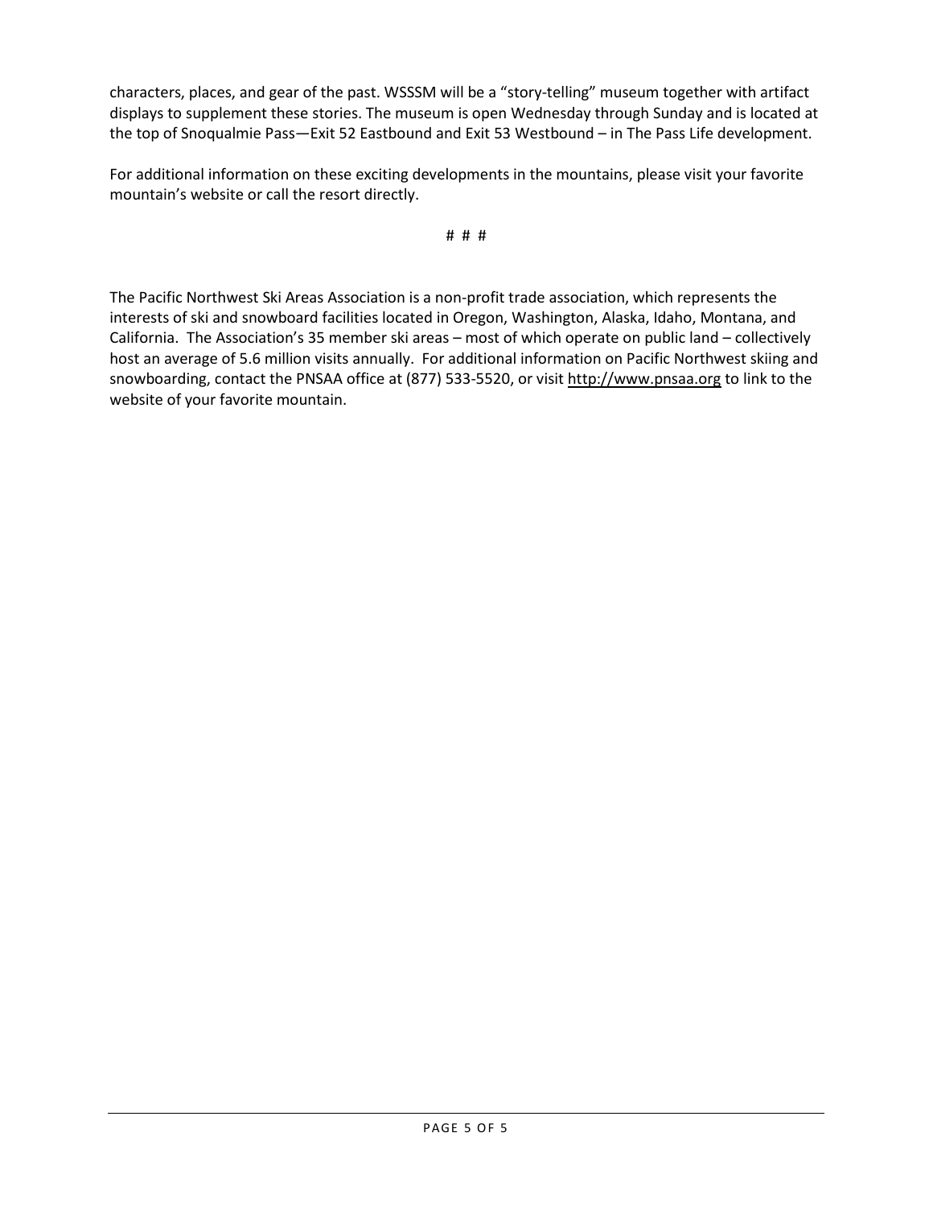characters, places, and gear of the past. WSSSM will be a "story-telling" museum together with artifact displays to supplement these stories. The museum is open Wednesday through Sunday and is located at the top of Snoqualmie Pass—Exit 52 Eastbound and Exit 53 Westbound – in The Pass Life development.

For additional information on these exciting developments in the mountains, please visit your favorite mountain's website or call the resort directly.

# # #

The Pacific Northwest Ski Areas Association is a non-profit trade association, which represents the interests of ski and snowboard facilities located in Oregon, Washington, Alaska, Idaho, Montana, and California. The Association's 35 member ski areas – most of which operate on public land – collectively host an average of 5.6 million visits annually. For additional information on Pacific Northwest skiing and snowboarding, contact the PNSAA office at (877) 533-5520, or visit http://www.pnsaa.org to link to the website of your favorite mountain.